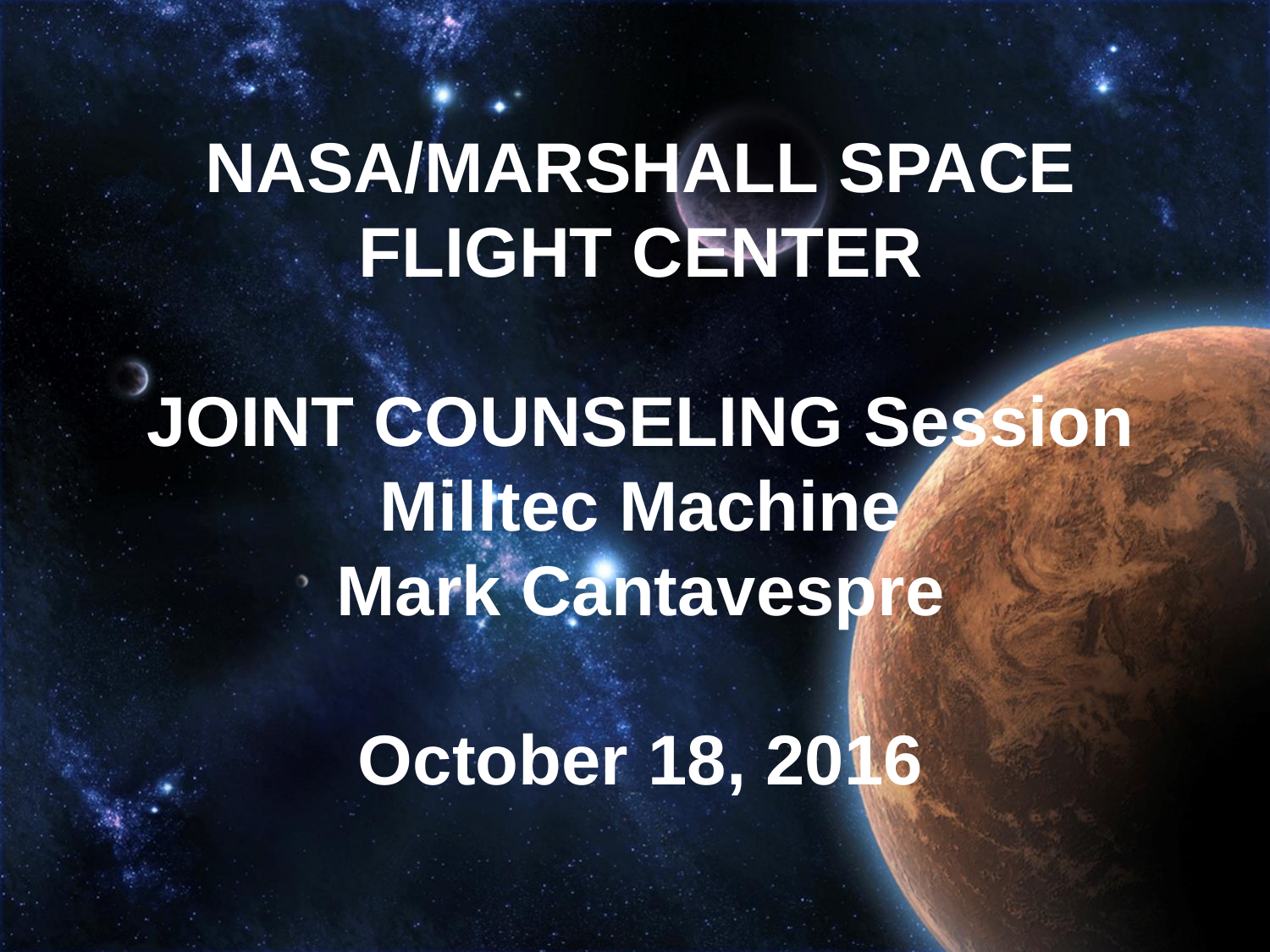# NASA/MARSHALL SPACE FLIGHT CENTER

## JOINT COUNSELING Session
## Milltec Machine
## Mark Cantavespre

## October 18, 2016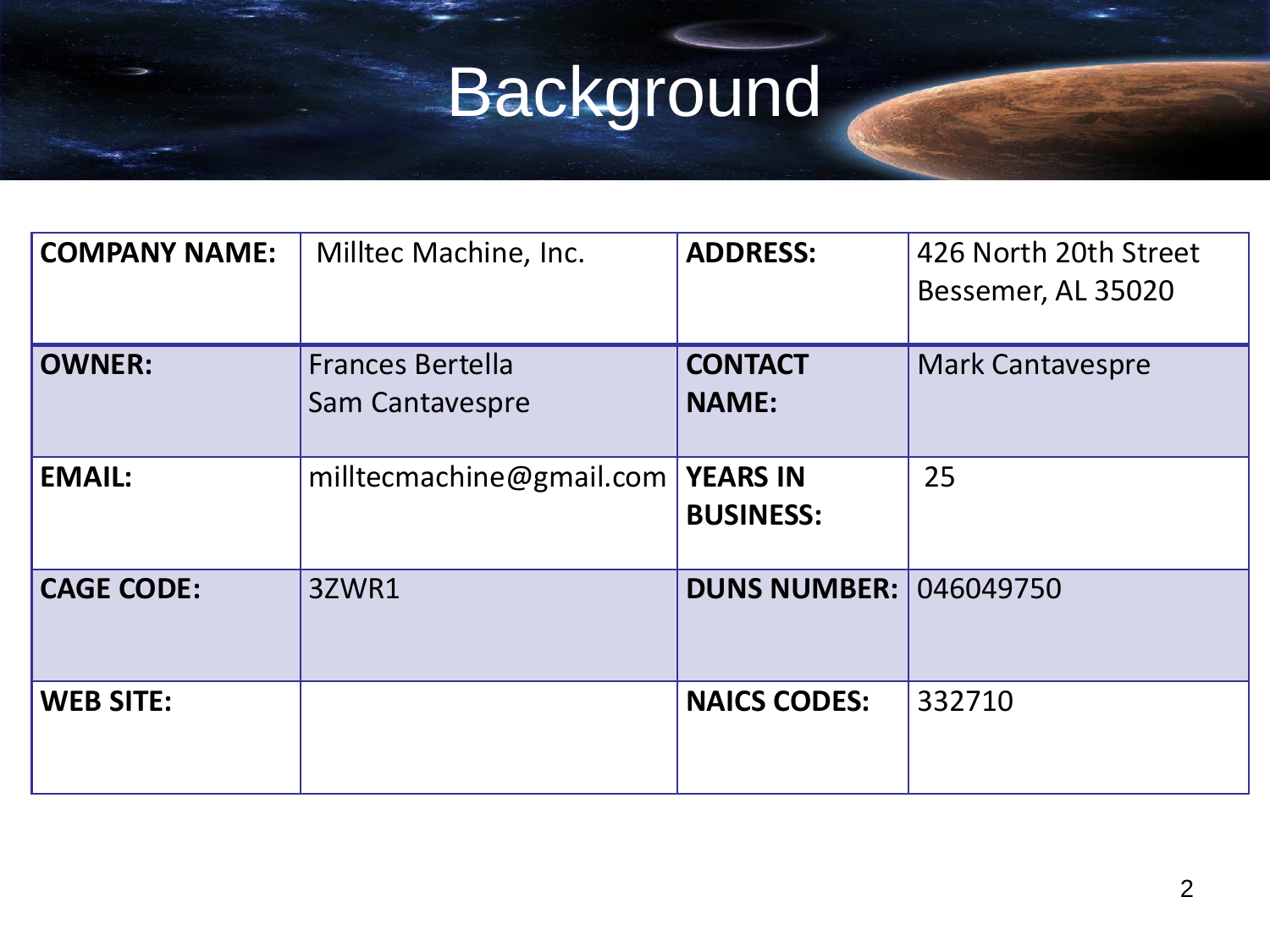# Background

| COMPANY NAME: | Milltec Machine, Inc. | ADDRESS: | 426 North 20th Street<br>Bessemer, AL 35020 |
|---|---|---|---|
| OWNER: | Frances Bertella<br>Sam Cantavespre | CONTACT NAME: | Mark Cantavespre |
| EMAIL: | milltecmachine@gmail.com | YEARS IN BUSINESS: | 25 |
| CAGE CODE: | 3ZWR1 | DUNS NUMBER: | 046049750 |
| WEB SITE: | | NAICS CODES: | 332710 |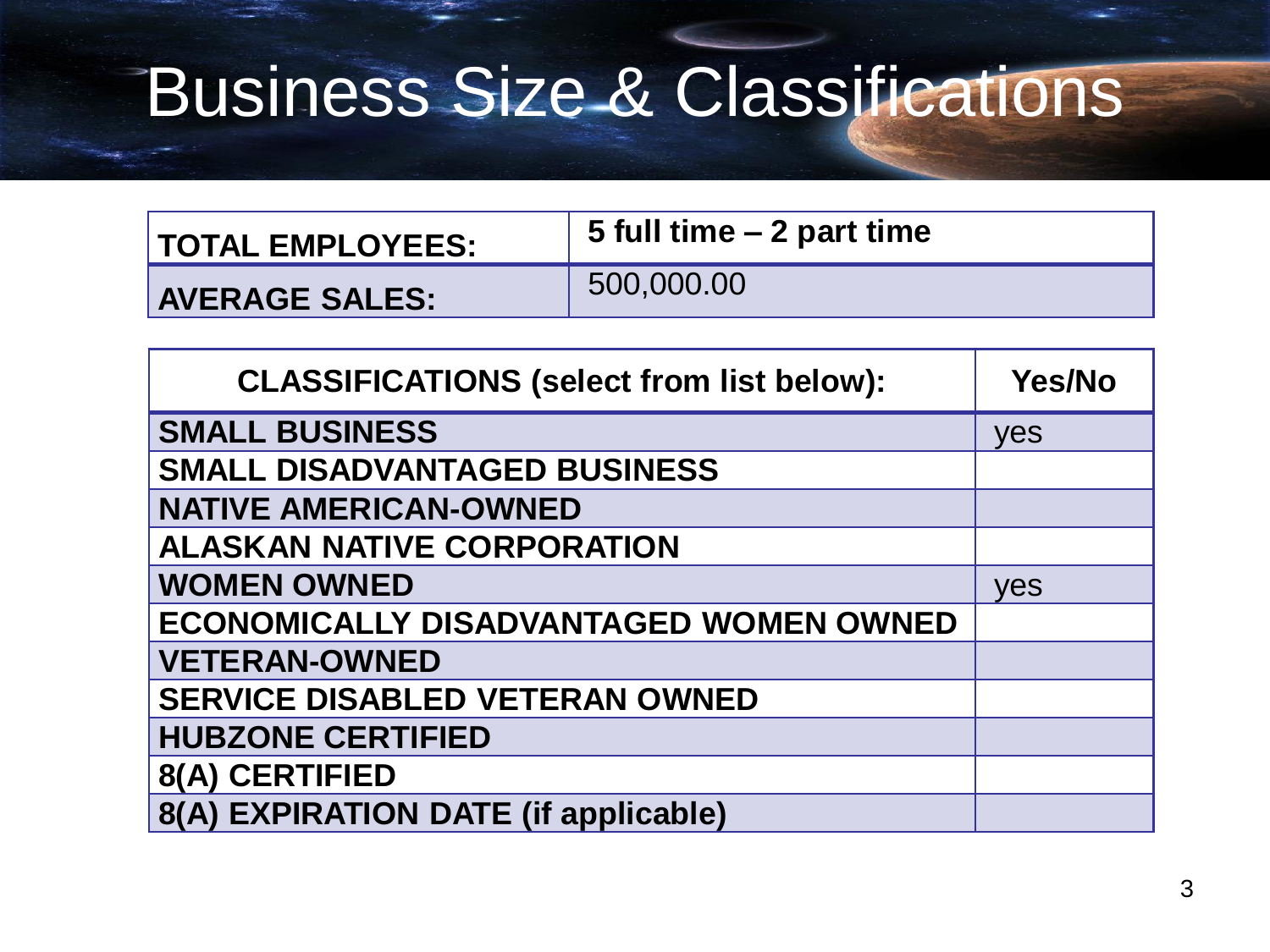# Business Size & Classifications

| TOTAL EMPLOYEES: | 5 full time – 2 part time |
|---|---|
| AVERAGE SALES: | 500,000.00 |

| CLASSIFICATIONS (select from list below): | Yes/No |
|---|---|
| SMALL BUSINESS | yes |
| SMALL DISADVANTAGED BUSINESS | |
| NATIVE AMERICAN-OWNED | |
| ALASKAN NATIVE CORPORATION | |
| WOMEN OWNED | yes |
| ECONOMICALLY DISADVANTAGED WOMEN OWNED | |
| VETERAN-OWNED | |
| SERVICE DISABLED VETERAN OWNED | |
| HUBZONE CERTIFIED | |
| 8(A) CERTIFIED | |
| 8(A) EXPIRATION DATE (if applicable) | |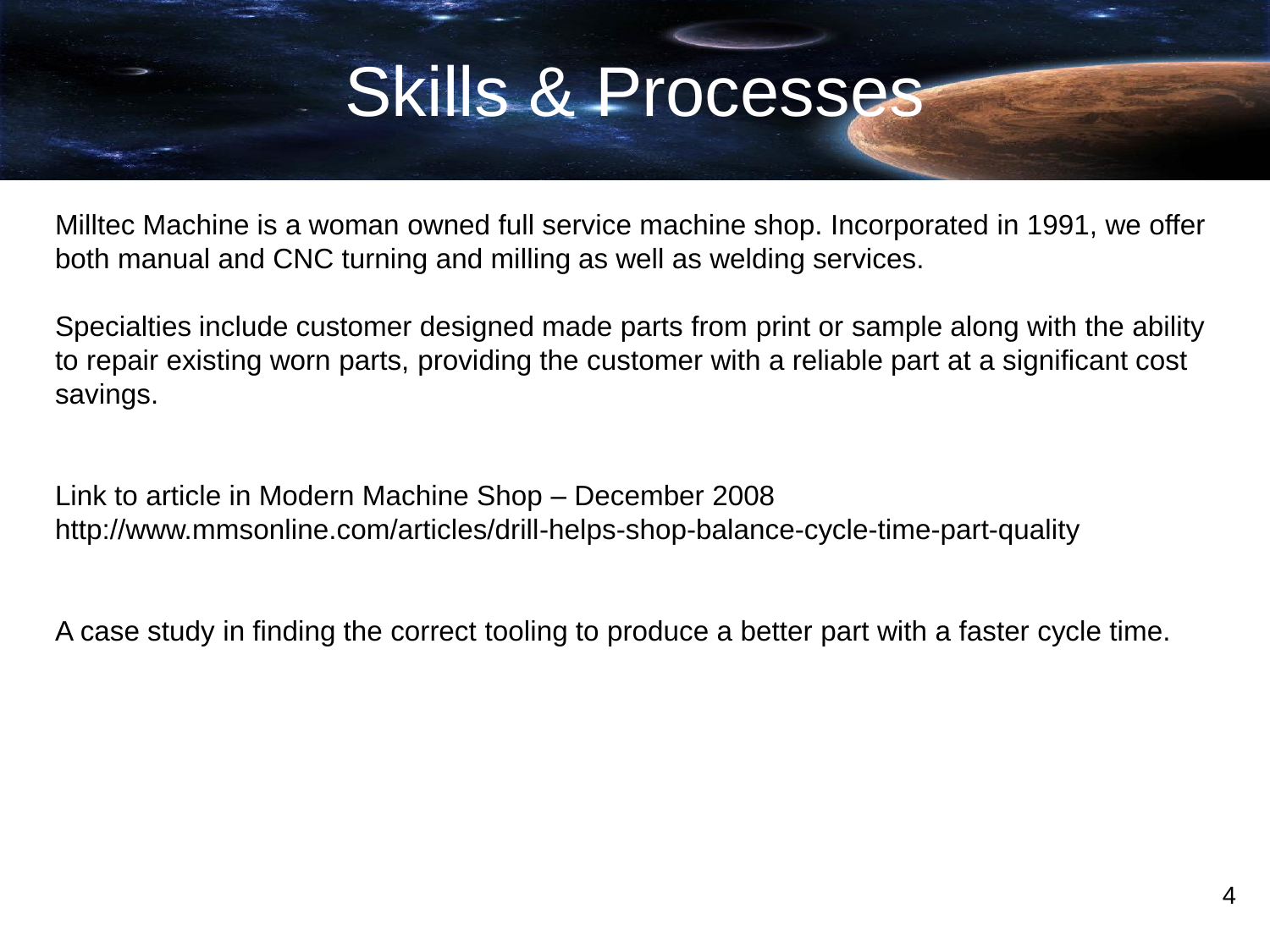# Skills & Processes

Milltec Machine is a woman owned full service machine shop. Incorporated in 1991, we offer both manual and CNC turning and milling as well as welding services.

Specialties include customer designed made parts from print or sample along with the ability to repair existing worn parts, providing the customer with a reliable part at a significant cost savings.

Link to article in Modern Machine Shop – December 2008
http://www.mmsonline.com/articles/drill-helps-shop-balance-cycle-time-part-quality

A case study in finding the correct tooling to produce a better part with a faster cycle time.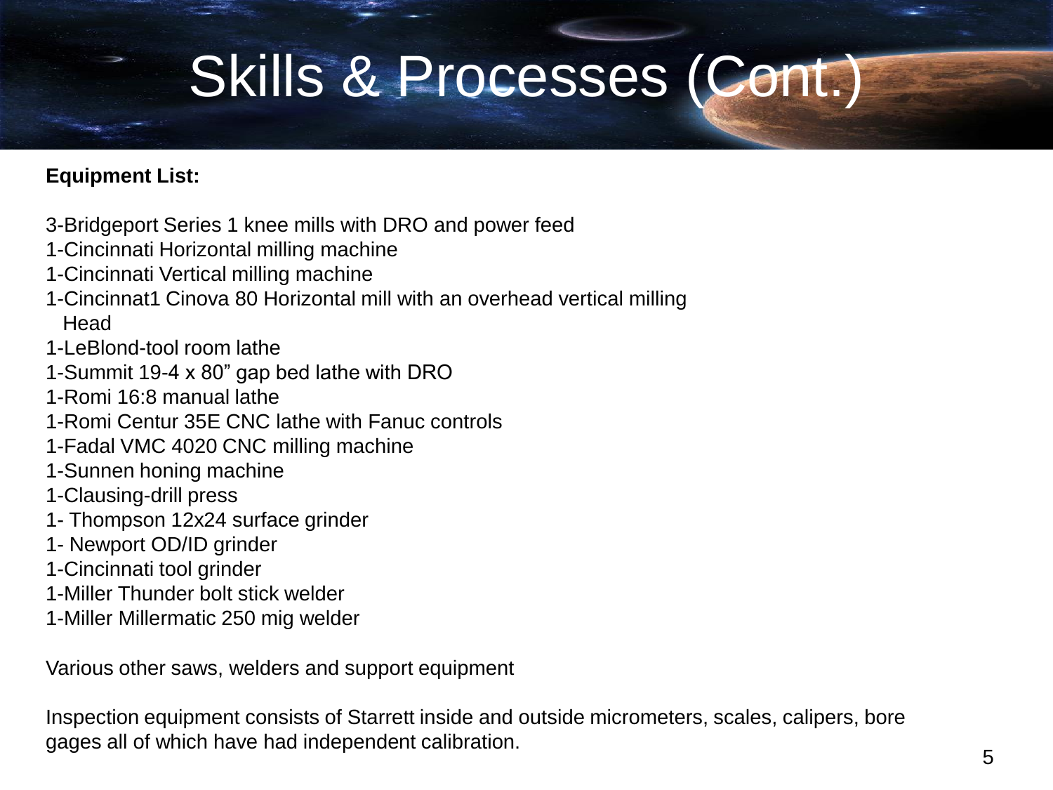# Skills & Processes (Cont.)

**Equipment List:**

3-Bridgeport Series 1 knee mills with DRO and power feed
1-Cincinnati Horizontal milling machine
1-Cincinnati Vertical milling machine
1-Cincinnat1 Cinova 80 Horizontal mill with an overhead vertical milling Head
1-LeBlond-tool room lathe
1-Summit 19-4 x 80" gap bed lathe with DRO
1-Romi 16:8 manual lathe
1-Romi Centur 35E CNC lathe with Fanuc controls
1-Fadal VMC 4020 CNC milling machine
1-Sunnen honing machine
1-Clausing-drill press
1- Thompson 12x24 surface grinder
1- Newport OD/ID grinder
1-Cincinnati tool grinder
1-Miller Thunder bolt stick welder
1-Miller Millermatic 250 mig welder

Various other saws, welders and support equipment

Inspection equipment consists of Starrett inside and outside micrometers, scales, calipers, bore gages all of which have had independent calibration.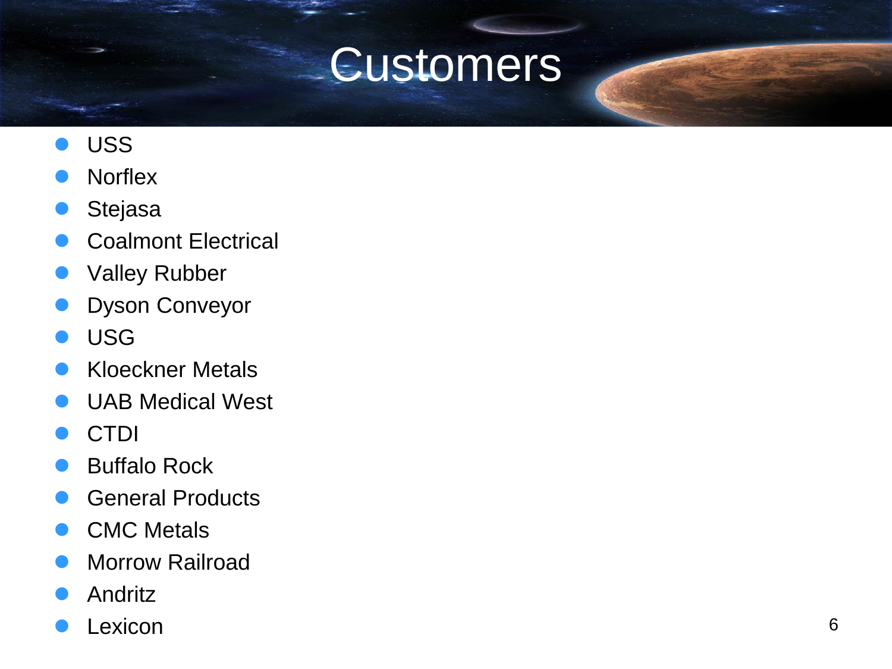# Customers

- USS
- Norflex
- Stejasa
- Coalmont Electrical
- Valley Rubber
- Dyson Conveyor
- USG
- Kloeckner Metals
- UAB Medical West
- CTDI
- Buffalo Rock
- General Products
- CMC Metals
- Morrow Railroad
- Andritz
- Lexicon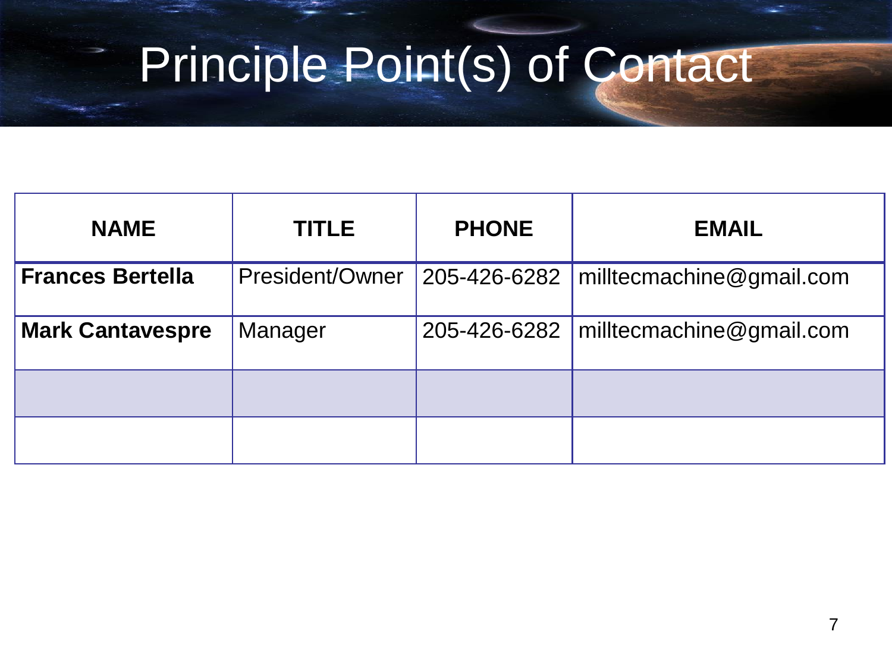# Principle Point(s) of Contact

| NAME | TITLE | PHONE | EMAIL |
| --- | --- | --- | --- |
| **Frances Bertella** | President/Owner | 205-426-6282 | milltecmachine@gmail.com |
| **Mark Cantavespre** | Manager | 205-426-6282 | milltecmachine@gmail.com |
| | | | |
| | | | |